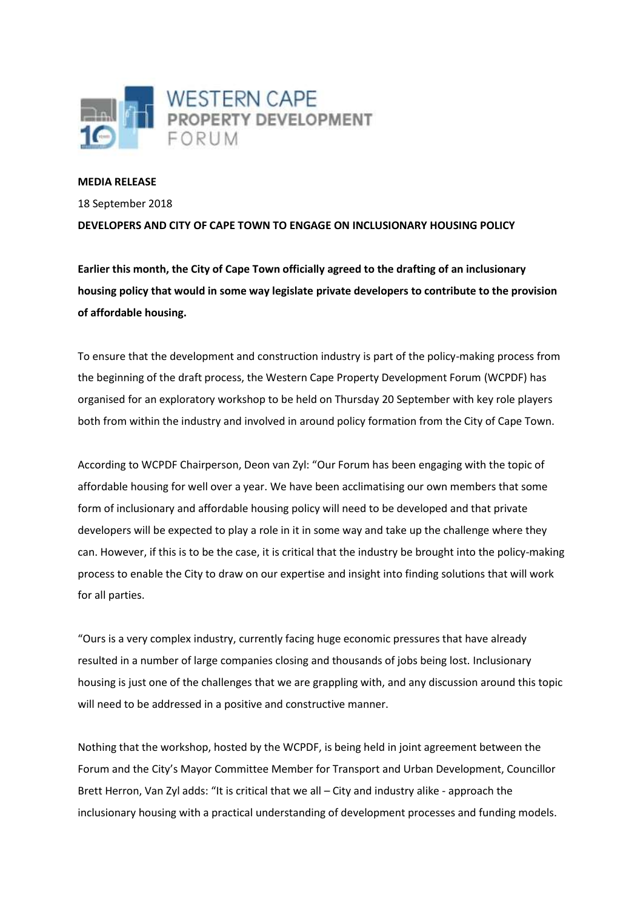WESTERN CAPE
PROPERTY DEVELOPMENT
FORUM

**MEDIA RELEASE**

18 September 2018

**DEVELOPERS AND CITY OF CAPE TOWN TO ENGAGE ON INCLUSIONARY HOUSING POLICY**

**Earlier this month, the City of Cape Town officially agreed to the drafting of an inclusionary housing policy that would in some way legislate private developers to contribute to the provision of affordable housing.**

To ensure that the development and construction industry is part of the policy-making process from the beginning of the draft process, the Western Cape Property Development Forum (WCPDF) has organised for an exploratory workshop to be held on Thursday 20 September with key role players both from within the industry and involved in around policy formation from the City of Cape Town.

According to WCPDF Chairperson, Deon van Zyl: "Our Forum has been engaging with the topic of affordable housing for well over a year. We have been acclimatising our own members that some form of inclusionary and affordable housing policy will need to be developed and that private developers will be expected to play a role in it in some way and take up the challenge where they can. However, if this is to be the case, it is critical that the industry be brought into the policy-making process to enable the City to draw on our expertise and insight into finding solutions that will work for all parties.

"Ours is a very complex industry, currently facing huge economic pressures that have already resulted in a number of large companies closing and thousands of jobs being lost. Inclusionary housing is just one of the challenges that we are grappling with, and any discussion around this topic will need to be addressed in a positive and constructive manner.

Nothing that the workshop, hosted by the WCPDF, is being held in joint agreement between the Forum and the City's Mayor Committee Member for Transport and Urban Development, Councillor Brett Herron, Van Zyl adds: "It is critical that we all – City and industry alike - approach the inclusionary housing with a practical understanding of development processes and funding models.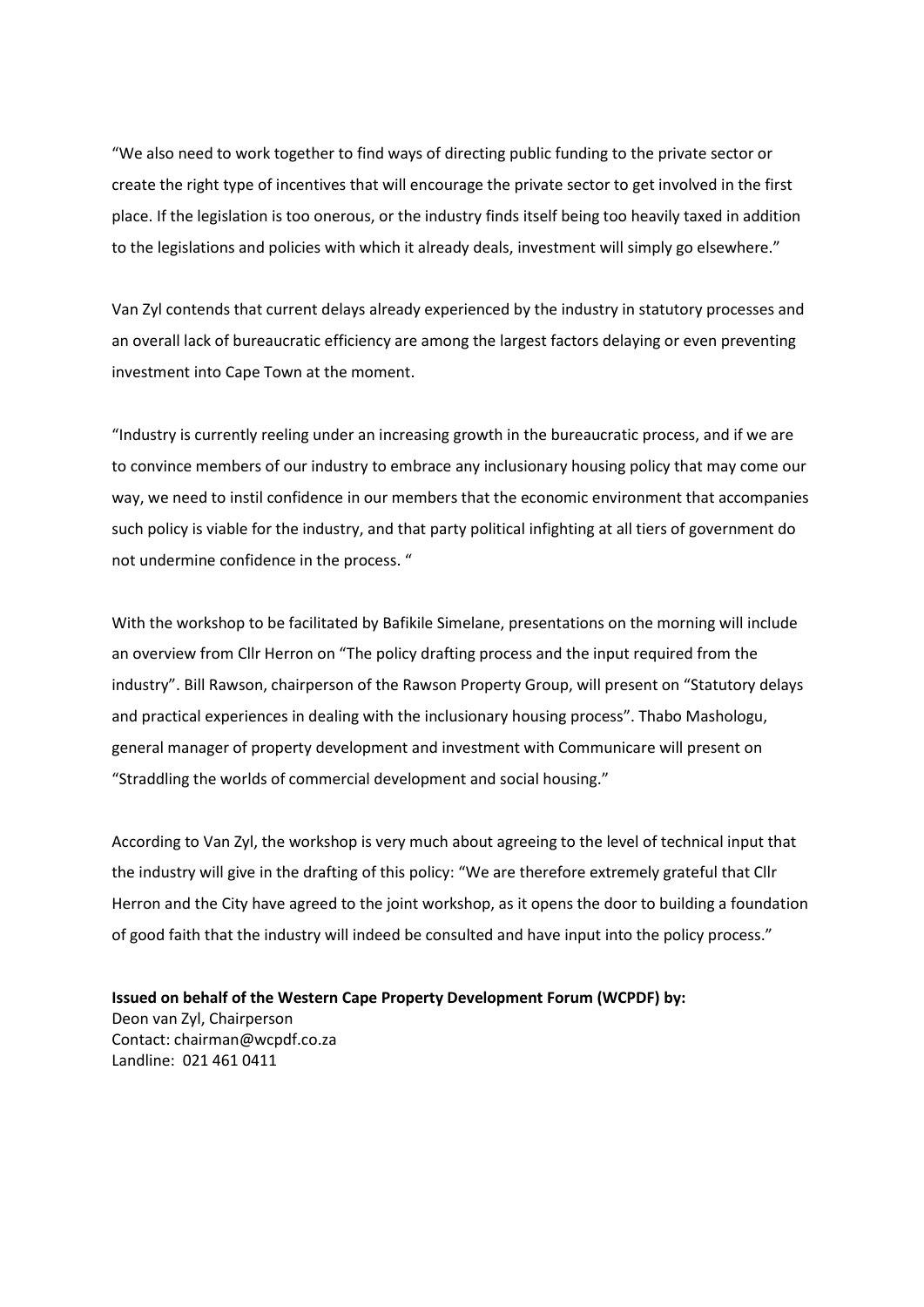"We also need to work together to find ways of directing public funding to the private sector or create the right type of incentives that will encourage the private sector to get involved in the first place. If the legislation is too onerous, or the industry finds itself being too heavily taxed in addition to the legislations and policies with which it already deals, investment will simply go elsewhere."

Van Zyl contends that current delays already experienced by the industry in statutory processes and an overall lack of bureaucratic efficiency are among the largest factors delaying or even preventing investment into Cape Town at the moment.

"Industry is currently reeling under an increasing growth in the bureaucratic process, and if we are to convince members of our industry to embrace any inclusionary housing policy that may come our way, we need to instil confidence in our members that the economic environment that accompanies such policy is viable for the industry, and that party political infighting at all tiers of government do not undermine confidence in the process. "

With the workshop to be facilitated by Bafikile Simelane, presentations on the morning will include an overview from Cllr Herron on "The policy drafting process and the input required from the industry". Bill Rawson, chairperson of the Rawson Property Group, will present on "Statutory delays and practical experiences in dealing with the inclusionary housing process". Thabo Mashologu, general manager of property development and investment with Communicare will present on "Straddling the worlds of commercial development and social housing."

According to Van Zyl, the workshop is very much about agreeing to the level of technical input that the industry will give in the drafting of this policy: "We are therefore extremely grateful that Cllr Herron and the City have agreed to the joint workshop, as it opens the door to building a foundation of good faith that the industry will indeed be consulted and have input into the policy process."

**Issued on behalf of the Western Cape Property Development Forum (WCPDF) by:**
Deon van Zyl, Chairperson
Contact: chairman@wcpdf.co.za
Landline: 021 461 0411